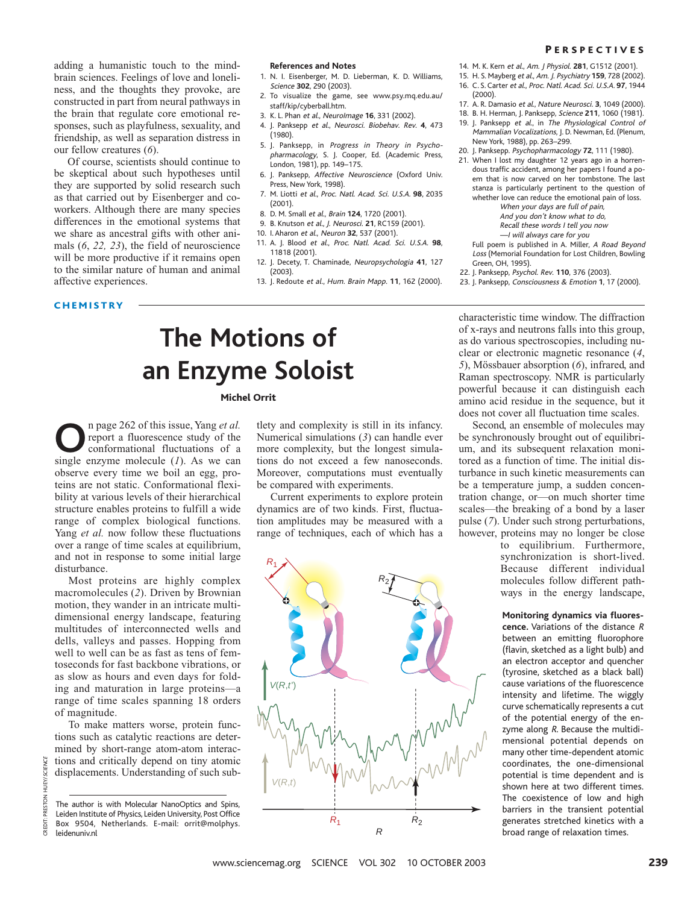adding a humanistic touch to the mind-brain sciences. Feelings of love and loneliness, and the thoughts they provoke, are constructed in part from neural pathways in the brain that regulate core emotional responses, such as playfulness, sexuality, and friendship, as well as separation distress in our fellow creatures (*6*).

Of course, scientists should continue to be skeptical about such hypotheses until they are supported by solid research such as that carried out by Eisenberger and coworkers. Although there are many species differences in the emotional systems that we share as ancestral gifts with other animals (*6*, *22*, *23*), the field of neuroscience will be more productive if it remains open to the similar nature of human and animal affective experiences.

**References and Notes**

1. N. I. Eisenberger, M. D. Lieberman, K. D. Williams, *Science* **302**, 290 (2003).
2. To visualize the game, see www.psy.mq.edu.au/staff/kip/cyberball.htm.
3. K. L. Phan *et al.*, *NeuroImage* **16**, 331 (2002).
4. J. Panksepp *et al.*, *Neurosci. Biobehav. Rev.* **4**, 473 (1980).
5. J. Panksepp, in *Progress in Theory in Psychopharmacology*, S. J. Cooper, Ed. (Academic Press, London, 1981), pp. 149–175.
6. J. Panksepp, *Affective Neuroscience* (Oxford Univ. Press, New York, 1998).
7. M. Liotti *et al.*, *Proc. Natl. Acad. Sci. U.S.A.* **98**, 2035 (2001).
8. D. M. Small *et al.*, *Brain* **124**, 1720 (2001).
9. B. Knutson *et al.*, *J. Neurosci.* **21**, RC159 (2001).
10. I. Aharon *et al.*, *Neuron* **32**, 537 (2001).
11. A. J. Blood *et al.*, *Proc. Natl. Acad. Sci. U.S.A.* **98**, 11818 (2001).
12. J. Decety, T. Chaminade, *Neuropsychologia* **41**, 127 (2003).
13. J. Redoute *et al.*, *Hum. Brain Mapp.* **11**, 162 (2000).
14. M. K. Kern *et al.*, *Am. J Physiol.* **281**, G1512 (2001).
15. H. S. Mayberg *et al.*, *Am. J. Psychiatry* **159**, 728 (2002).
16. C. S. Carter *et al.*, *Proc. Natl. Acad. Sci. U.S.A.* **97**, 1944 (2000).
17. A. R. Damasio *et al.*, *Nature Neurosci.* **3**, 1049 (2000).
18. B. H. Herman, J. Panksepp, *Science* **211**, 1060 (1981).
19. J. Panksepp *et al.*, in *The Physiological Control of Mammalian Vocalizations*, J. D. Newman, Ed. (Plenum, New York, 1988), pp. 263–299.
20. J. Panksepp. *Psychopharmacology* **72**, 111 (1980).
21. When I lost my daughter 12 years ago in a horrendous traffic accident, among her papers I found a poem that is now carved on her tombstone. The last stanza is particularly pertinent to the question of whether love can reduce the emotional pain of loss.

    *When your days are full of pain,*
    *And you don't know what to do,*
    *Recall these words I tell you now*
    *—I will always care for you*

    Full poem is published in A. Miller, *A Road Beyond Loss* (Memorial Foundation for Lost Children, Bowling Green, OH, 1995).
22. J. Panksepp, *Psychol. Rev.* **110**, 376 (2003).
23. J. Panksepp, *Consciousness & Emotion* **1**, 17 (2000).

CHEMISTRY

# The Motions of an Enzyme Soloist

**Michel Orrit**

On page 262 of this issue, Yang *et al.* report a fluorescence study of the conformational fluctuations of a single enzyme molecule (*1*). As we can observe every time we boil an egg, proteins are not static. Conformational flexibility at various levels of their hierarchical structure enables proteins to fulfill a wide range of complex biological functions. Yang *et al.* now follow these fluctuations over a range of time scales at equilibrium, and not in response to some initial large disturbance.

Most proteins are highly complex macromolecules (*2*). Driven by Brownian motion, they wander in an intricate multidimensional energy landscape, featuring multitudes of interconnected wells and dells, valleys and passes. Hopping from well to well can be as fast as tens of femtoseconds for fast backbone vibrations, or as slow as hours and even days for folding and maturation in large proteins—a range of time scales spanning 18 orders of magnitude.

To make matters worse, protein functions such as catalytic reactions are determined by short-range atom-atom interactions and critically depend on tiny atomic displacements. Understanding of such subtlety and complexity is still in its infancy. Numerical simulations (*3*) can handle ever more complexity, but the longest simulations do not exceed a few nanoseconds. Moreover, computations must eventually be compared with experiments.

Current experiments to explore protein dynamics are of two kinds. First, fluctuation amplitudes may be measured with a range of techniques, each of which has a characteristic time window. The diffraction of x-rays and neutrons falls into this group, as do various spectroscopies, including nuclear or electronic magnetic resonance (*4*, *5*), Mössbauer absorption (*6*), infrared, and Raman spectroscopy. NMR is particularly powerful because it can distinguish each amino acid residue in the sequence, but it does not cover all fluctuation time scales.

Second, an ensemble of molecules may be synchronously brought out of equilibrium, and its subsequent relaxation monitored as a function of time. The initial disturbance in such kinetic measurements can be a temperature jump, a sudden concentration change, or—on much shorter time scales—the breaking of a bond by a laser pulse (*7*). Under such strong perturbations, however, proteins may no longer be close to equilibrium. Furthermore, synchronization is short-lived. Because different individual molecules follow different pathways in the energy landscape,

**Monitoring dynamics via fluorescence.** Variations of the distance $R$ between an emitting fluorophore (flavin, sketched as a light bulb) and an electron acceptor and quencher (tyrosine, sketched as a black ball) cause variations of the fluorescence intensity and lifetime. The wiggly curve schematically represents a cut of the potential energy of the enzyme along $R$. Because the multidimensional potential depends on many other time-dependent atomic coordinates, the one-dimensional potential is time dependent and is shown here at two different times. The coexistence of low and high barriers in the transient potential generates stretched kinetics with a broad range of relaxation times.

The author is with Molecular NanoOptics and Spins, Leiden Institute of Physics, Leiden University, Post Office Box 9504, Netherlands. E-mail: orrit@molphys.leidenuniv.nl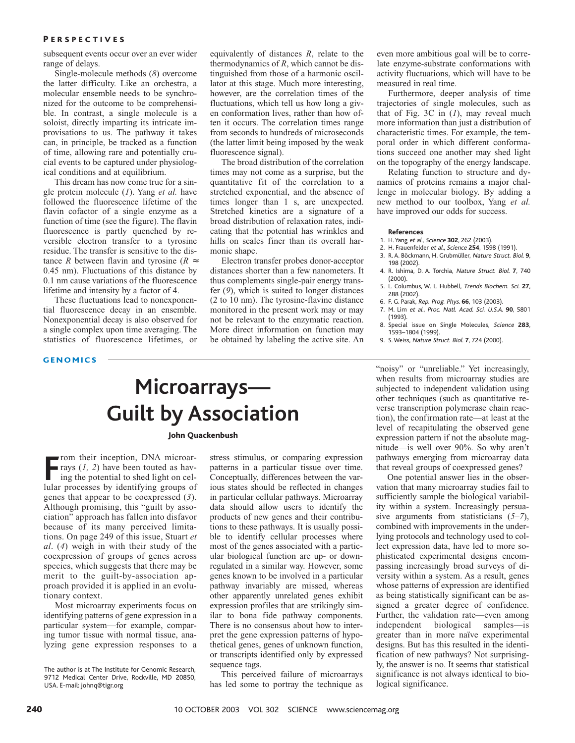subsequent events occur over an ever wider range of delays.

Single-molecule methods (*8*) overcome the latter difficulty. Like an orchestra, a molecular ensemble needs to be synchronized for the outcome to be comprehensible. In contrast, a single molecule is a soloist, directly imparting its intricate improvisations to us. The pathway it takes can, in principle, be tracked as a function of time, allowing rare and potentially crucial events to be captured under physiological conditions and at equilibrium.

This dream has now come true for a single protein molecule (*1*). Yang *et al.* have followed the fluorescence lifetime of the flavin cofactor of a single enzyme as a function of time (see the figure). The flavin fluorescence is partly quenched by reversible electron transfer to a tyrosine residue. The transfer is sensitive to the distance $R$ between flavin and tyrosine ($R \approx$ 0.45 nm). Fluctuations of this distance by 0.1 nm cause variations of the fluorescence lifetime and intensity by a factor of 4.

These fluctuations lead to nonexponential fluorescence decay in an ensemble. Nonexponential decay is also observed for a single complex upon time averaging. The statistics of fluorescence lifetimes, or equivalently of distances $R$, relate to the thermodynamics of $R$, which cannot be distinguished from those of a harmonic oscillator at this stage. Much more interesting, however, are the correlation times of the fluctuations, which tell us how long a given conformation lives, rather than how often it occurs. The correlation times range from seconds to hundreds of microseconds (the latter limit being imposed by the weak fluorescence signal).

The broad distribution of the correlation times may not come as a surprise, but the quantitative fit of the correlation to a stretched exponential, and the absence of times longer than 1 s, are unexpected. Stretched kinetics are a signature of a broad distribution of relaxation rates, indicating that the potential has wrinkles and hills on scales finer than its overall harmonic shape.

Electron transfer probes donor-acceptor distances shorter than a few nanometers. It thus complements single-pair energy transfer (*9*), which is suited to longer distances (2 to 10 nm). The tyrosine-flavine distance monitored in the present work may or may not be relevant to the enzymatic reaction. More direct information on function may be obtained by labeling the active site. An even more ambitious goal will be to correlate enzyme-substrate conformations with activity fluctuations, which will have to be measured in real time.

Furthermore, deeper analysis of time trajectories of single molecules, such as that of Fig. 3C in (*1*), may reveal much more information than just a distribution of characteristic times. For example, the temporal order in which different conformations succeed one another may shed light on the topography of the energy landscape.

Relating function to structure and dynamics of proteins remains a major challenge in molecular biology. By adding a new method to our toolbox, Yang *et al.* have improved our odds for success.

**References**

1. H. Yang *et al.*, *Science* **302**, 262 (2003).
2. H. Frauenfelder *et al.*, *Science* **254**, 1598 (1991).
3. R. A. Böckmann, H. Grubmüller, *Nature Struct. Biol.* **9**, 198 (2002).
4. R. Ishima, D. A. Torchia, *Nature Struct. Biol.* **7**, 740 (2000).
5. L. Columbus, W. L. Hubbell, *Trends Biochem. Sci.* **27**, 288 (2002).
6. F. G. Parak, *Rep. Prog. Phys.* **66**, 103 (2003).
7. M. Lim *et al.*, *Proc. Natl. Acad. Sci. U.S.A.* **90**, 5801 (1993).
8. Special issue on Single Molecules, *Science* **283**, 1593–1804 (1999).
9. S. Weiss, *Nature Struct. Biol.* **7**, 724 (2000).

GENOMICS

# Microarrays—Guilt by Association

**John Quackenbush**

From their inception, DNA microarrays (*1, 2*) have been touted as having the potential to shed light on cellular processes by identifying groups of genes that appear to be coexpressed (*3*). Although promising, this "guilt by association" approach has fallen into disfavor because of its many perceived limitations. On page 249 of this issue, Stuart *et al*. (*4*) weigh in with their study of the coexpression of groups of genes across species, which suggests that there may be merit to the guilt-by-association approach provided it is applied in an evolutionary context.

Most microarray experiments focus on identifying patterns of gene expression in a particular system—for example, comparing tumor tissue with normal tissue, analyzing gene expression responses to a stress stimulus, or comparing expression patterns in a particular tissue over time. Conceptually, differences between the various states should be reflected in changes in particular cellular pathways. Microarray data should allow users to identify the products of new genes and their contributions to these pathways. It is usually possible to identify cellular processes where most of the genes associated with a particular biological function are up- or downregulated in a similar way. However, some genes known to be involved in a particular pathway invariably are missed, whereas other apparently unrelated genes exhibit expression profiles that are strikingly similar to bona fide pathway components. There is no consensus about how to interpret the gene expression patterns of hypothetical genes, genes of unknown function, or transcripts identified only by expressed sequence tags.

This perceived failure of microarrays has led some to portray the technique as "noisy" or "unreliable." Yet increasingly, when results from microarray studies are subjected to independent validation using other techniques (such as quantitative reverse transcription polymerase chain reaction), the confirmation rate—at least at the level of recapitulating the observed gene expression pattern if not the absolute magnitude—is well over 90%. So why aren't pathways emerging from microarray data that reveal groups of coexpressed genes?

One potential answer lies in the observation that many microarray studies fail to sufficiently sample the biological variability within a system. Increasingly persuasive arguments from statisticians (*5–7*), combined with improvements in the underlying protocols and technology used to collect expression data, have led to more sophisticated experimental designs encompassing increasingly broad surveys of diversity within a system. As a result, genes whose patterns of expression are identified as being statistically significant can be assigned a greater degree of confidence. Further, the validation rate—even among independent biological samples—is greater than in more naïve experimental designs. But has this resulted in the identification of new pathways? Not surprisingly, the answer is no. It seems that statistical significance is not always identical to biological significance.

The author is at The Institute for Genomic Research, 9712 Medical Center Drive, Rockville, MD 20850, USA. E-mail: johnq@tigr.org